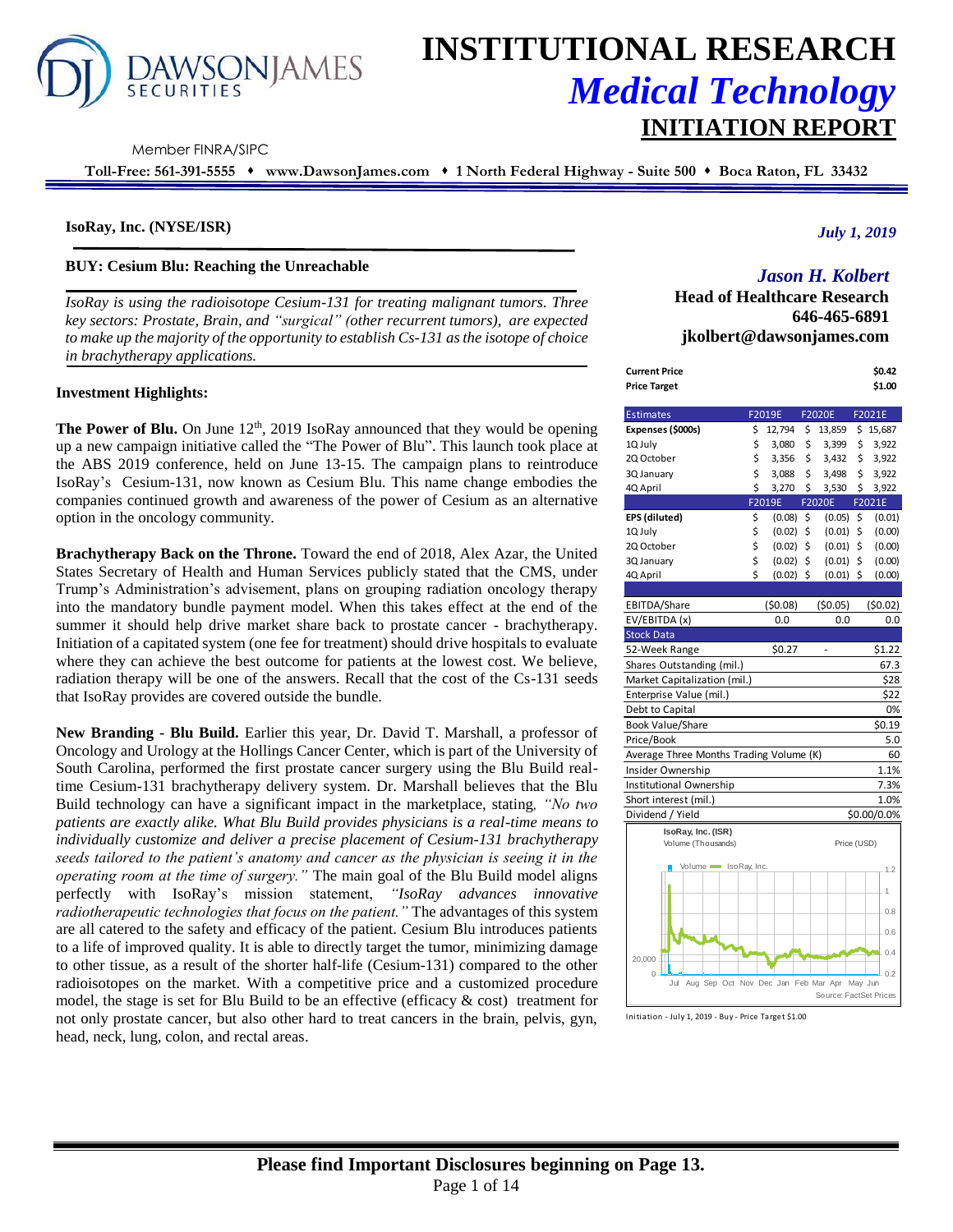# INSTITUTIONAL RESEARCH
## *Medical Technology*
## INITIATION REPORT

DAWSON JAMES SECURITIES

Member FINRA/SIPC

**Toll-Free: 561-391-5555 ♦ www.DawsonJames.com ♦ 1 North Federal Highway - Suite 500 ♦ Boca Raton, FL 33432**

**IsoRay, Inc. (NYSE/ISR)**

*July 1, 2019*

**BUY: Cesium Blu: Reaching the Unreachable**

*Jason H. Kolbert*
**Head of Healthcare Research**
**646-465-6891**
**jkolbert@dawsonjames.com**

*IsoRay is using the radioisotope Cesium-131 for treating malignant tumors. Three key sectors: Prostate, Brain, and "surgical" (other recurrent tumors), are expected to make up the majority of the opportunity to establish Cs-131 as the isotope of choice in brachytherapy applications.*

| | |
|---|---|
| **Current Price** | **$0.42** |
| **Price Target** | **$1.00** |

| Estimates | F2019E | F2020E | F2021E |
|---|---|---|---|
| **Expenses ($000s)** | $ 12,794 | $ 13,859 | $ 15,687 |
| 1Q July | $ 3,080 | $ 3,399 | $ 3,922 |
| 2Q October | $ 3,356 | $ 3,432 | $ 3,922 |
| 3Q January | $ 3,088 | $ 3,498 | $ 3,922 |
| 4Q April | $ 3,270 | $ 3,530 | $ 3,922 |
| | **F2019E** | **F2020E** | **F2021E** |
| **EPS (diluted)** | $ (0.08) | $ (0.05) | $ (0.01) |
| 1Q July | $ (0.02) | $ (0.01) | $ (0.00) |
| 2Q October | $ (0.02) | $ (0.01) | $ (0.00) |
| 3Q January | $ (0.02) | $ (0.01) | $ (0.00) |
| 4Q April | $ (0.02) | $ (0.01) | $ (0.00) |
| EBITDA/Share | ($0.08) | ($0.05) | ($0.02) |
| EV/EBITDA (x) | 0.0 | 0.0 | 0.0 |

| Stock Data | | | |
|---|---|---|---|
| 52-Week Range | $0.27 | - | $1.22 |
| Shares Outstanding (mil.) | | | 67.3 |
| Market Capitalization (mil.) | | | $28 |
| Enterprise Value (mil.) | | | $22 |
| Debt to Capital | | | 0% |
| Book Value/Share | | | $0.19 |
| Price/Book | | | 5.0 |
| Average Three Months Trading Volume (K) | | | 60 |
| Insider Ownership | | | 1.1% |
| Institutional Ownership | | | 7.3% |
| Short interest (mil.) | | | 1.0% |
| Dividend / Yield | | | $0.00/0.0% |

IsoRay, Inc. (ISR) Volume (Thousands) Price (USD) — Source: FactSet Prices

Initiation - July 1, 2019 - Buy - Price Target $1.00

**Investment Highlights:**

**The Power of Blu.** On June 12th, 2019 IsoRay announced that they would be opening up a new campaign initiative called the "The Power of Blu". This launch took place at the ABS 2019 conference, held on June 13-15. The campaign plans to reintroduce IsoRay's Cesium-131, now known as Cesium Blu. This name change embodies the companies continued growth and awareness of the power of Cesium as an alternative option in the oncology community.

**Brachytherapy Back on the Throne.** Toward the end of 2018, Alex Azar, the United States Secretary of Health and Human Services publicly stated that the CMS, under Trump's Administration's advisement, plans on grouping radiation oncology therapy into the mandatory bundle payment model. When this takes effect at the end of the summer it should help drive market share back to prostate cancer - brachytherapy. Initiation of a capitated system (one fee for treatment) should drive hospitals to evaluate where they can achieve the best outcome for patients at the lowest cost. We believe, radiation therapy will be one of the answers. Recall that the cost of the Cs-131 seeds that IsoRay provides are covered outside the bundle.

**New Branding - Blu Build.** Earlier this year, Dr. David T. Marshall, a professor of Oncology and Urology at the Hollings Cancer Center, which is part of the University of South Carolina, performed the first prostate cancer surgery using the Blu Build real-time Cesium-131 brachytherapy delivery system. Dr. Marshall believes that the Blu Build technology can have a significant impact in the marketplace, stating*, "No two patients are exactly alike. What Blu Build provides physicians is a real-time means to individually customize and deliver a precise placement of Cesium-131 brachytherapy seeds tailored to the patient's anatomy and cancer as the physician is seeing it in the operating room at the time of surgery."* The main goal of the Blu Build model aligns perfectly with IsoRay's mission statement, *"IsoRay advances innovative radiotherapeutic technologies that focus on the patient."* The advantages of this system are all catered to the safety and efficacy of the patient. Cesium Blu introduces patients to a life of improved quality. It is able to directly target the tumor, minimizing damage to other tissue, as a result of the shorter half-life (Cesium-131) compared to the other radioisotopes on the market. With a competitive price and a customized procedure model, the stage is set for Blu Build to be an effective (efficacy & cost) treatment for not only prostate cancer, but also other hard to treat cancers in the brain, pelvis, gyn, head, neck, lung, colon, and rectal areas.

**Please find Important Disclosures beginning on Page 13.**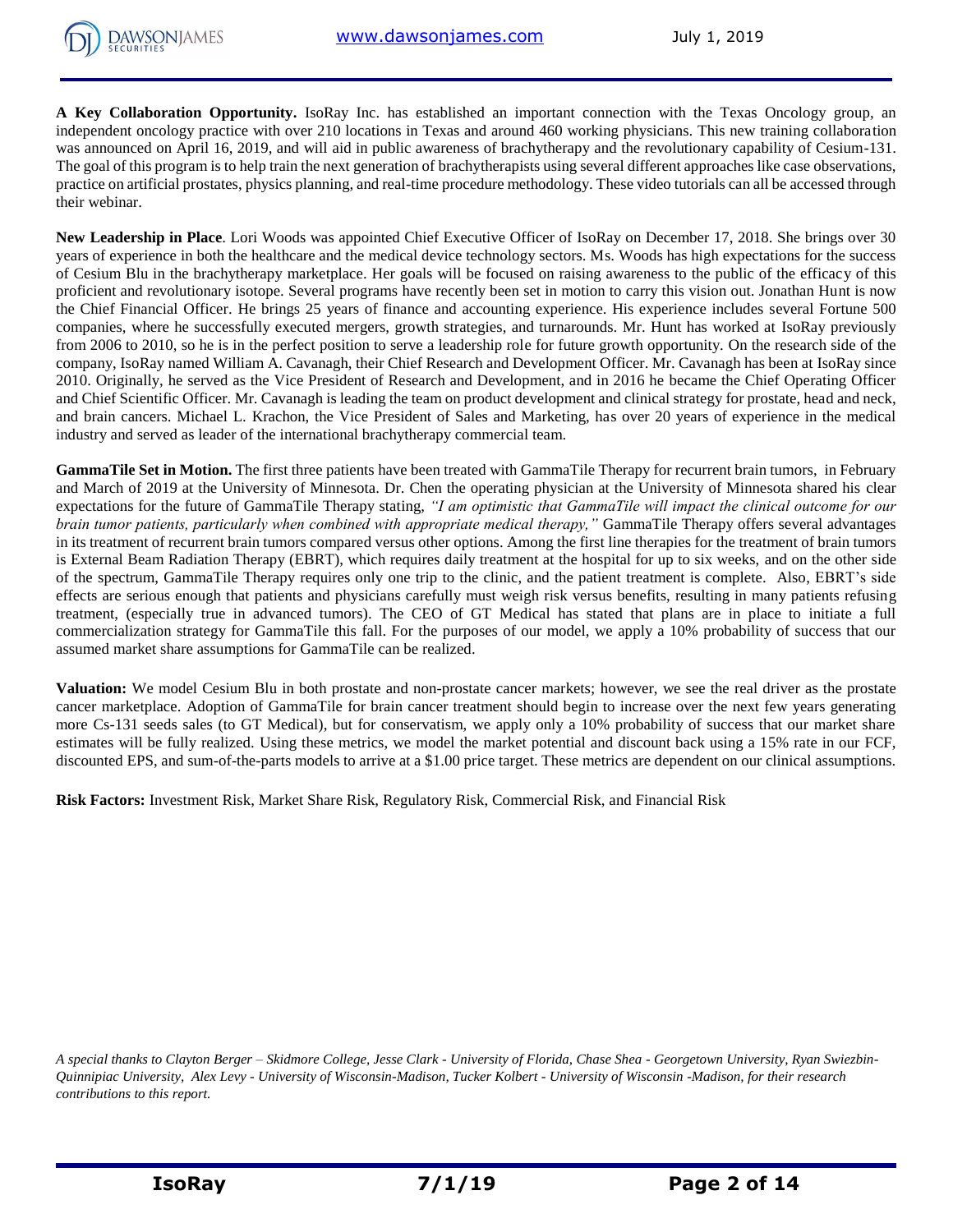**A Key Collaboration Opportunity.** IsoRay Inc. has established an important connection with the Texas Oncology group, an independent oncology practice with over 210 locations in Texas and around 460 working physicians. This new training collaboration was announced on April 16, 2019, and will aid in public awareness of brachytherapy and the revolutionary capability of Cesium-131. The goal of this program is to help train the next generation of brachytherapists using several different approaches like case observations, practice on artificial prostates, physics planning, and real-time procedure methodology. These video tutorials can all be accessed through their webinar.

**New Leadership in Place**. Lori Woods was appointed Chief Executive Officer of IsoRay on December 17, 2018. She brings over 30 years of experience in both the healthcare and the medical device technology sectors. Ms. Woods has high expectations for the success of Cesium Blu in the brachytherapy marketplace. Her goals will be focused on raising awareness to the public of the efficacy of this proficient and revolutionary isotope. Several programs have recently been set in motion to carry this vision out. Jonathan Hunt is now the Chief Financial Officer. He brings 25 years of finance and accounting experience. His experience includes several Fortune 500 companies, where he successfully executed mergers, growth strategies, and turnarounds. Mr. Hunt has worked at IsoRay previously from 2006 to 2010, so he is in the perfect position to serve a leadership role for future growth opportunity. On the research side of the company, IsoRay named William A. Cavanagh, their Chief Research and Development Officer. Mr. Cavanagh has been at IsoRay since 2010. Originally, he served as the Vice President of Research and Development, and in 2016 he became the Chief Operating Officer and Chief Scientific Officer. Mr. Cavanagh is leading the team on product development and clinical strategy for prostate, head and neck, and brain cancers. Michael L. Krachon, the Vice President of Sales and Marketing, has over 20 years of experience in the medical industry and served as leader of the international brachytherapy commercial team.

**GammaTile Set in Motion.** The first three patients have been treated with GammaTile Therapy for recurrent brain tumors, in February and March of 2019 at the University of Minnesota. Dr. Chen the operating physician at the University of Minnesota shared his clear expectations for the future of GammaTile Therapy stating, *"I am optimistic that GammaTile will impact the clinical outcome for our brain tumor patients, particularly when combined with appropriate medical therapy,"* GammaTile Therapy offers several advantages in its treatment of recurrent brain tumors compared versus other options. Among the first line therapies for the treatment of brain tumors is External Beam Radiation Therapy (EBRT), which requires daily treatment at the hospital for up to six weeks, and on the other side of the spectrum, GammaTile Therapy requires only one trip to the clinic, and the patient treatment is complete. Also, EBRT's side effects are serious enough that patients and physicians carefully must weigh risk versus benefits, resulting in many patients refusing treatment, (especially true in advanced tumors). The CEO of GT Medical has stated that plans are in place to initiate a full commercialization strategy for GammaTile this fall. For the purposes of our model, we apply a 10% probability of success that our assumed market share assumptions for GammaTile can be realized.

**Valuation:** We model Cesium Blu in both prostate and non-prostate cancer markets; however, we see the real driver as the prostate cancer marketplace. Adoption of GammaTile for brain cancer treatment should begin to increase over the next few years generating more Cs-131 seeds sales (to GT Medical), but for conservatism, we apply only a 10% probability of success that our market share estimates will be fully realized. Using these metrics, we model the market potential and discount back using a 15% rate in our FCF, discounted EPS, and sum-of-the-parts models to arrive at a $1.00 price target. These metrics are dependent on our clinical assumptions.

**Risk Factors:** Investment Risk, Market Share Risk, Regulatory Risk, Commercial Risk, and Financial Risk

*A special thanks to Clayton Berger – Skidmore College, Jesse Clark - University of Florida, Chase Shea - Georgetown University, Ryan Swiezbin-Quinnipiac University, Alex Levy - University of Wisconsin-Madison, Tucker Kolbert - University of Wisconsin -Madison, for their research contributions to this report.*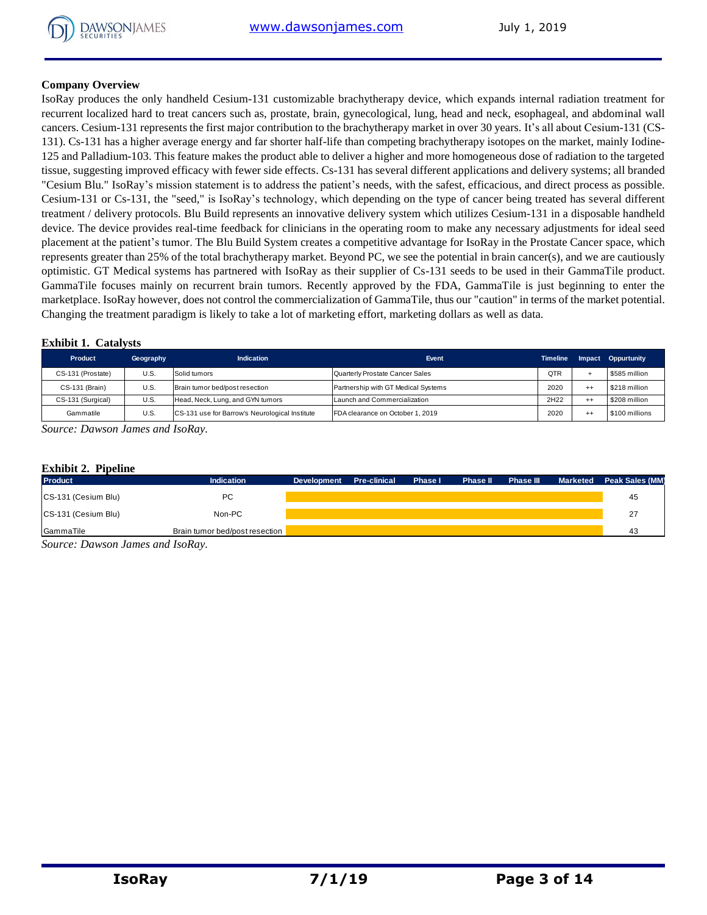## Company Overview

IsoRay produces the only handheld Cesium-131 customizable brachytherapy device, which expands internal radiation treatment for recurrent localized hard to treat cancers such as, prostate, brain, gynecological, lung, head and neck, esophageal, and abdominal wall cancers. Cesium-131 represents the first major contribution to the brachytherapy market in over 30 years. It's all about Cesium-131 (CS-131). Cs-131 has a higher average energy and far shorter half-life than competing brachytherapy isotopes on the market, mainly Iodine-125 and Palladium-103. This feature makes the product able to deliver a higher and more homogeneous dose of radiation to the targeted tissue, suggesting improved efficacy with fewer side effects. Cs-131 has several different applications and delivery systems; all branded "Cesium Blu." IsoRay's mission statement is to address the patient's needs, with the safest, efficacious, and direct process as possible. Cesium-131 or Cs-131, the "seed," is IsoRay's technology, which depending on the type of cancer being treated has several different treatment / delivery protocols. Blu Build represents an innovative delivery system which utilizes Cesium-131 in a disposable handheld device. The device provides real-time feedback for clinicians in the operating room to make any necessary adjustments for ideal seed placement at the patient's tumor. The Blu Build System creates a competitive advantage for IsoRay in the Prostate Cancer space, which represents greater than 25% of the total brachytherapy market. Beyond PC, we see the potential in brain cancer(s), and we are cautiously optimistic. GT Medical systems has partnered with IsoRay as their supplier of Cs-131 seeds to be used in their GammaTile product. GammaTile focuses mainly on recurrent brain tumors. Recently approved by the FDA, GammaTile is just beginning to enter the marketplace. IsoRay however, does not control the commercialization of GammaTile, thus our "caution" in terms of the market potential. Changing the treatment paradigm is likely to take a lot of marketing effort, marketing dollars as well as data.

**Exhibit 1. Catalysts**

| Product | Geography | Indication | Event | Timeline | Impact | Oppurtunity |
|---|---|---|---|---|---|---|
| CS-131 (Prostate) | U.S. | Solid tumors | Quarterly Prostate Cancer Sales | QTR | + | $585 million |
| CS-131 (Brain) | U.S. | Brain tumor bed/post resection | Partnership with GT Medical Systems | 2020 | ++ | $218 million |
| CS-131 (Surgical) | U.S. | Head, Neck, Lung, and GYN tumors | Launch and Commercialization | 2H22 | ++ | $208 million |
| Gammatile | U.S. | CS-131 use for Barrow's Neurological Institute | FDA clearance on October 1, 2019 | 2020 | ++ | $100 millions |

*Source: Dawson James and IsoRay.*

**Exhibit 2. Pipeline**

| Product | Indication | Development | Pre-clinical | Phase I | Phase II | Phase III | Marketed | Peak Sales (MM) |
|---|---|---|---|---|---|---|---|---|
| CS-131 (Cesium Blu) | PC | | | | | | | 45 |
| CS-131 (Cesium Blu) | Non-PC | | | | | | | 27 |
| GammaTile | Brain tumor bed/post resection | | | | | | | 43 |

*Source: Dawson James and IsoRay.*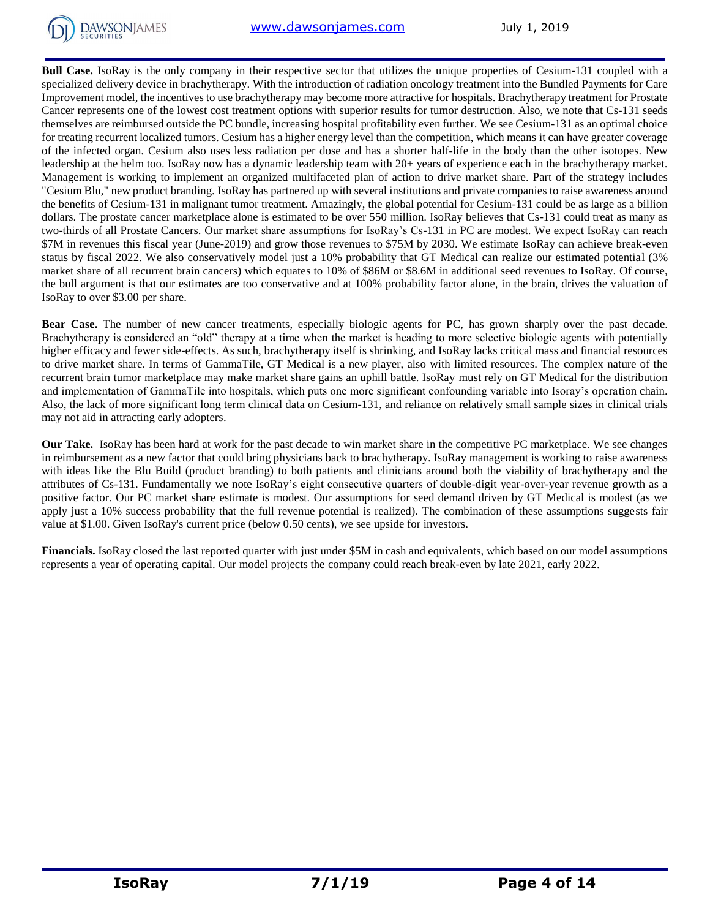**Bull Case.** IsoRay is the only company in their respective sector that utilizes the unique properties of Cesium-131 coupled with a specialized delivery device in brachytherapy. With the introduction of radiation oncology treatment into the Bundled Payments for Care Improvement model, the incentives to use brachytherapy may become more attractive for hospitals. Brachytherapy treatment for Prostate Cancer represents one of the lowest cost treatment options with superior results for tumor destruction. Also, we note that Cs-131 seeds themselves are reimbursed outside the PC bundle, increasing hospital profitability even further. We see Cesium-131 as an optimal choice for treating recurrent localized tumors. Cesium has a higher energy level than the competition, which means it can have greater coverage of the infected organ. Cesium also uses less radiation per dose and has a shorter half-life in the body than the other isotopes. New leadership at the helm too. IsoRay now has a dynamic leadership team with 20+ years of experience each in the brachytherapy market. Management is working to implement an organized multifaceted plan of action to drive market share. Part of the strategy includes "Cesium Blu," new product branding. IsoRay has partnered up with several institutions and private companies to raise awareness around the benefits of Cesium-131 in malignant tumor treatment. Amazingly, the global potential for Cesium-131 could be as large as a billion dollars. The prostate cancer marketplace alone is estimated to be over 550 million. IsoRay believes that Cs-131 could treat as many as two-thirds of all Prostate Cancers. Our market share assumptions for IsoRay's Cs-131 in PC are modest. We expect IsoRay can reach $7M in revenues this fiscal year (June-2019) and grow those revenues to $75M by 2030. We estimate IsoRay can achieve break-even status by fiscal 2022. We also conservatively model just a 10% probability that GT Medical can realize our estimated potential (3% market share of all recurrent brain cancers) which equates to 10% of $86M or $8.6M in additional seed revenues to IsoRay. Of course, the bull argument is that our estimates are too conservative and at 100% probability factor alone, in the brain, drives the valuation of IsoRay to over $3.00 per share.

**Bear Case.** The number of new cancer treatments, especially biologic agents for PC, has grown sharply over the past decade. Brachytherapy is considered an "old" therapy at a time when the market is heading to more selective biologic agents with potentially higher efficacy and fewer side-effects. As such, brachytherapy itself is shrinking, and IsoRay lacks critical mass and financial resources to drive market share. In terms of GammaTile, GT Medical is a new player, also with limited resources. The complex nature of the recurrent brain tumor marketplace may make market share gains an uphill battle. IsoRay must rely on GT Medical for the distribution and implementation of GammaTile into hospitals, which puts one more significant confounding variable into Isoray's operation chain. Also, the lack of more significant long term clinical data on Cesium-131, and reliance on relatively small sample sizes in clinical trials may not aid in attracting early adopters.

**Our Take.** IsoRay has been hard at work for the past decade to win market share in the competitive PC marketplace. We see changes in reimbursement as a new factor that could bring physicians back to brachytherapy. IsoRay management is working to raise awareness with ideas like the Blu Build (product branding) to both patients and clinicians around both the viability of brachytherapy and the attributes of Cs-131. Fundamentally we note IsoRay's eight consecutive quarters of double-digit year-over-year revenue growth as a positive factor. Our PC market share estimate is modest. Our assumptions for seed demand driven by GT Medical is modest (as we apply just a 10% success probability that the full revenue potential is realized). The combination of these assumptions suggests fair value at $1.00. Given IsoRay's current price (below 0.50 cents), we see upside for investors.

**Financials.** IsoRay closed the last reported quarter with just under $5M in cash and equivalents, which based on our model assumptions represents a year of operating capital. Our model projects the company could reach break-even by late 2021, early 2022.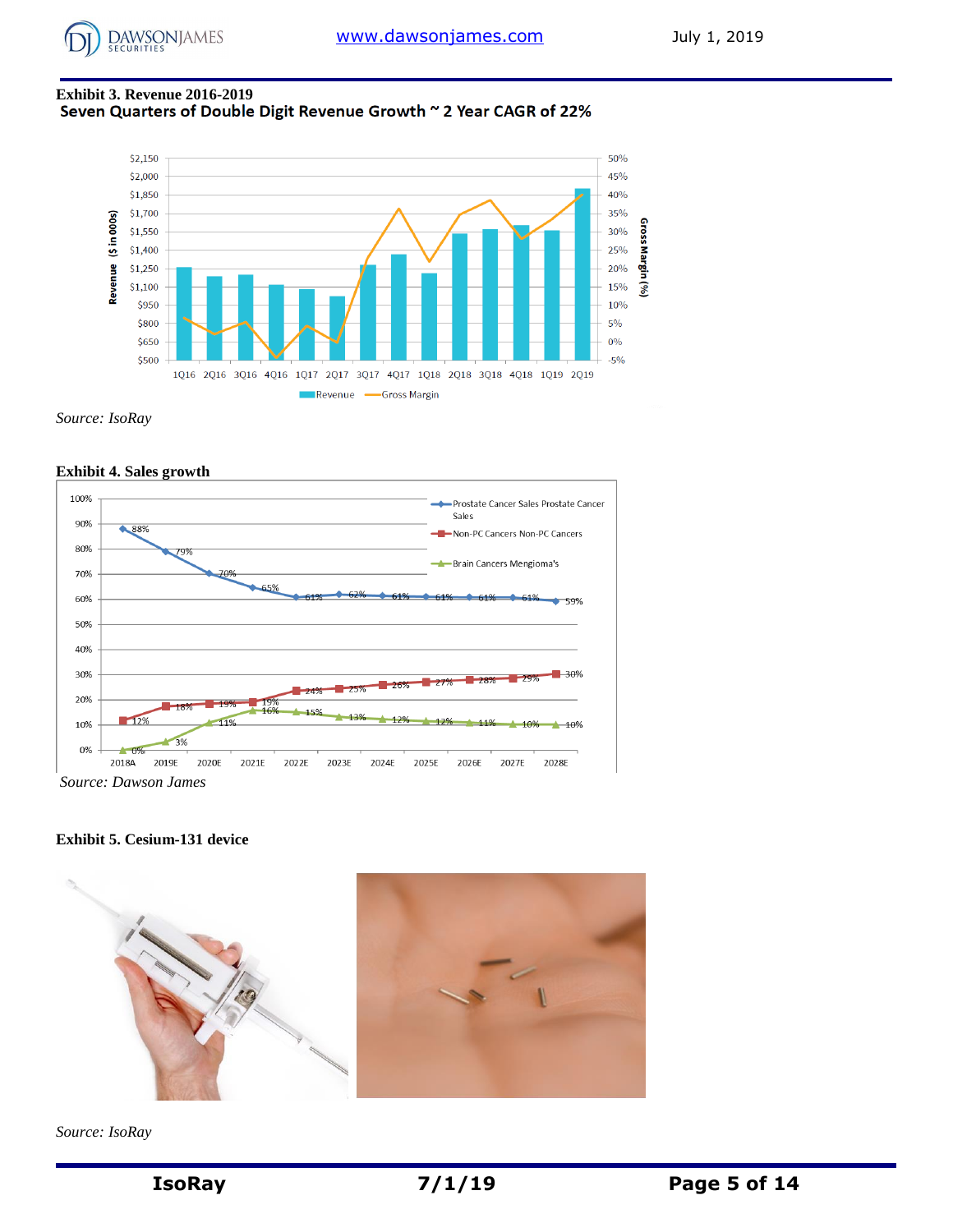**Exhibit 3. Revenue 2016-2019**

**Seven Quarters of Double Digit Revenue Growth ~ 2 Year CAGR of 22%**

*Source: IsoRay*

**Exhibit 4. Sales growth**

| | 2018A | 2019E | 2020E | 2021E | 2022E | 2023E | 2024E | 2025E | 2026E | 2027E | 2028E |
|---|---|---|---|---|---|---|---|---|---|---|---|
| Prostate Cancer Sales | 88% | 79% | 70% | 65% | 61% | 62% | 61% | 61% | 61% | 61% | 59% |
| Non-PC Cancers | 12% | 18% | 19% | 19% | 24% | 25% | 26% | 27% | 28% | 29% | 30% |
| Brain Cancers Mengioma's | 0% | 3% | 11% | 16% | 15% | 13% | 12% | 12% | 11% | 10% | 10% |

*Source: Dawson James*

**Exhibit 5. Cesium-131 device**

*Source: IsoRay*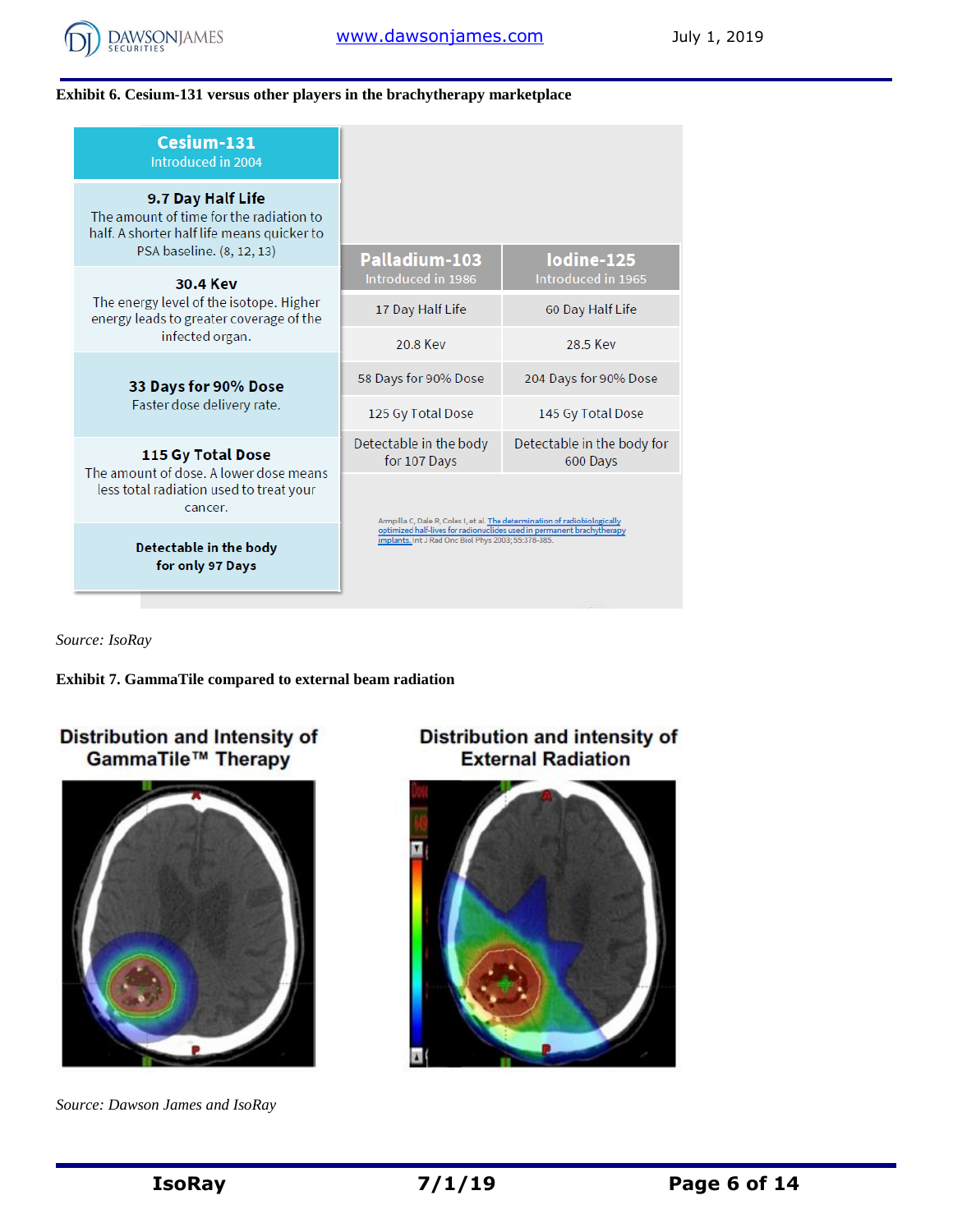**Exhibit 6. Cesium-131 versus other players in the brachytherapy marketplace**

| Cesium-131 (Introduced in 2004) | Palladium-103 (Introduced in 1986) | Iodine-125 (Introduced in 1965) |
|---|---|---|
| **9.7 Day Half Life** The amount of time for the radiation to half. A shorter half life means quicker to PSA baseline. (8, 12, 13) | 17 Day Half Life | 60 Day Half Life |
| **30.4 Kev** The energy level of the isotope. Higher energy leads to greater coverage of the infected organ. | 20.8 Kev | 28.5 Kev |
| **33 Days for 90% Dose** Faster dose delivery rate. | 58 Days for 90% Dose | 204 Days for 90% Dose |
| **115 Gy Total Dose** The amount of dose. A lower dose means less total radiation used to treat your cancer. | 125 Gy Total Dose | 145 Gy Total Dose |
| **Detectable in the body for only 97 Days** | Detectable in the body for 107 Days | Detectable in the body for 600 Days |

Armpilla C, Dale R, Coles I, et al. The determination of radiobiologically optimized half-lives for radionuclides used in permanent brachytherapy implants. Int J Rad Onc Biol Phys 2003;55:378-385.

*Source: IsoRay*

**Exhibit 7. GammaTile compared to external beam radiation**

Distribution and Intensity of GammaTile™ Therapy

Distribution and intensity of External Radiation

*Source: Dawson James and IsoRay*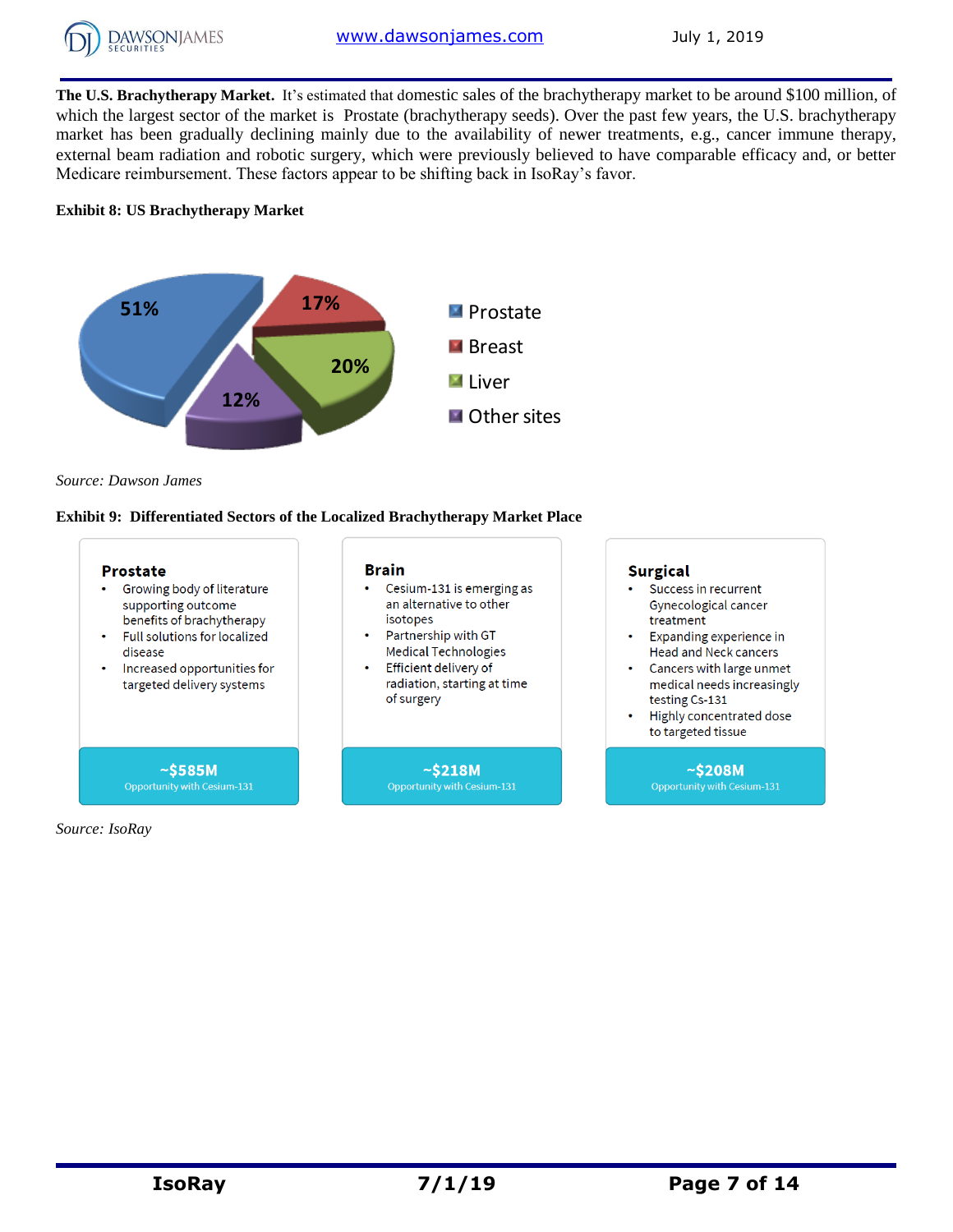**The U.S. Brachytherapy Market.** It's estimated that domestic sales of the brachytherapy market to be around $100 million, of which the largest sector of the market is Prostate (brachytherapy seeds). Over the past few years, the U.S. brachytherapy market has been gradually declining mainly due to the availability of newer treatments, e.g., cancer immune therapy, external beam radiation and robotic surgery, which were previously believed to have comparable efficacy and, or better Medicare reimbursement. These factors appear to be shifting back in IsoRay's favor.

**Exhibit 8: US Brachytherapy Market**

| Sector | Share |
|---|---|
| Prostate | 51% |
| Breast | 17% |
| Liver | 20% |
| Other sites | 12% |

*Source: Dawson James*

**Exhibit 9: Differentiated Sectors of the Localized Brachytherapy Market Place**

**Prostate**

- Growing body of literature supporting outcome benefits of brachytherapy
- Full solutions for localized disease
- Increased opportunities for targeted delivery systems

**~$585M** Opportunity with Cesium-131

**Brain**

- Cesium-131 is emerging as an alternative to other isotopes
- Partnership with GT Medical Technologies
- Efficient delivery of radiation, starting at time of surgery

**~$218M** Opportunity with Cesium-131

**Surgical**

- Success in recurrent Gynecological cancer treatment
- Expanding experience in Head and Neck cancers
- Cancers with large unmet medical needs increasingly testing Cs-131
- Highly concentrated dose to targeted tissue

**~$208M** Opportunity with Cesium-131

*Source: IsoRay*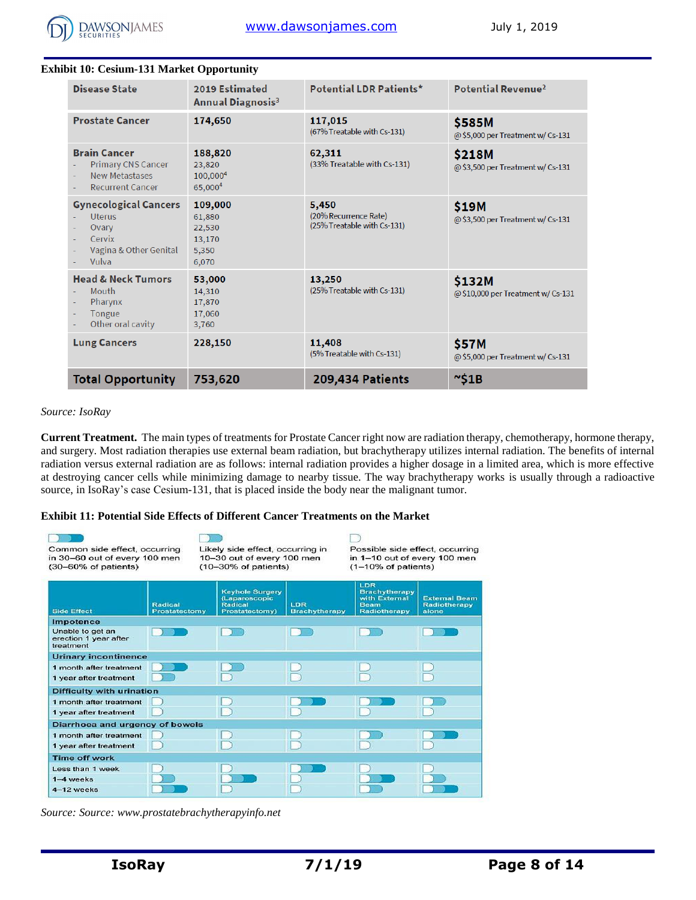### Exhibit 10: Cesium-131 Market Opportunity

| Disease State | 2019 Estimated Annual Diagnosis[3] | Potential LDR Patients* | Potential Revenue[2] |
|---|---|---|---|
| **Prostate Cancer** | **174,650** | **117,015**<br>(67% Treatable with Cs-131) | **$585M**<br>@ $5,000 per Treatment w/ Cs-131 |
| **Brain Cancer**<br>- Primary CNS Cancer<br>- New Metastases<br>- Recurrent Cancer | **188,820**<br>23,820<br>100,000[4]<br>65,000[4] | **62,311**<br>(33% Treatable with Cs-131) | **$218M**<br>@ $3,500 per Treatment w/ Cs-131 |
| **Gynecological Cancers**<br>- Uterus<br>- Ovary<br>- Cervix<br>- Vagina & Other Genital<br>- Vulva | **109,000**<br>61,880<br>22,530<br>13,170<br>5,350<br>6,070 | **5,450**<br>(20% Recurrence Rate)<br>(25% Treatable with Cs-131) | **$19M**<br>@ $3,500 per Treatment w/ Cs-131 |
| **Head & Neck Tumors**<br>- Mouth<br>- Pharynx<br>- Tongue<br>- Other oral cavity | **53,000**<br>14,310<br>17,870<br>17,060<br>3,760 | **13,250**<br>(25% Treatable with Cs-131) | **$132M**<br>@ $10,000 per Treatment w/ Cs-131 |
| **Lung Cancers** | **228,150** | **11,408**<br>(5% Treatable with Cs-131) | **$57M**<br>@ $5,000 per Treatment w/ Cs-131 |
| **Total Opportunity** | **753,620** | **209,434 Patients** | **~$1B** |

*Source: IsoRay*

**Current Treatment.** The main types of treatments for Prostate Cancer right now are radiation therapy, chemotherapy, hormone therapy, and surgery. Most radiation therapies use external beam radiation, but brachytherapy utilizes internal radiation. The benefits of internal radiation versus external radiation are as follows: internal radiation provides a higher dosage in a limited area, which is more effective at destroying cancer cells while minimizing damage to nearby tissue. The way brachytherapy works is usually through a radioactive source, in IsoRay's case Cesium-131, that is placed inside the body near the malignant tumor.

### Exhibit 11: Potential Side Effects of Different Cancer Treatments on the Market

Common side effect, occurring in 30–60 out of every 100 men (30–60% of patients)

Likely side effect, occurring in 10–30 out of every 100 men (10–30% of patients)

Possible side effect, occurring in 1–10 out of every 100 men (1–10% of patients)

| Side Effect | Radical Prostatectomy | Keyhole Surgery (Laparoscopic Radical Prostatectomy) | LDR Brachytherapy | LDR Brachytherapy with External Beam Radiotherapy | External Beam Radiotherapy alone |
|---|---|---|---|---|---|
| **Impotence** | | | | | |
| Unable to get an erection 1 year after treatment | Common | Likely | Likely | Likely | Common |
| **Urinary incontinence** | | | | | |
| 1 month after treatment | Common | Likely | Possible | Possible | Possible |
| 1 year after treatment | Likely | Possible | Possible | Possible | Possible |
| **Difficulty with urination** | | | | | |
| 1 month after treatment | Possible | Possible | Common | Common | Likely |
| 1 year after treatment | Possible | Possible | Possible | Possible | Possible |
| **Diarrhoea and urgency of bowels** | | | | | |
| 1 month after treatment | Possible | Possible | Possible | Likely | Common |
| 1 year after treatment | Possible | Possible | Possible | Possible | Possible |
| **Time off work** | | | | | |
| Less than 1 week | Possible | Possible | Common | Possible | Possible |
| 1–4 weeks | Likely | Common | Possible | Common | Likely |
| 4–12 weeks | Common | Possible | Possible | Likely | Common |

*Source: Source: www.prostatebrachytherapyinfo.net*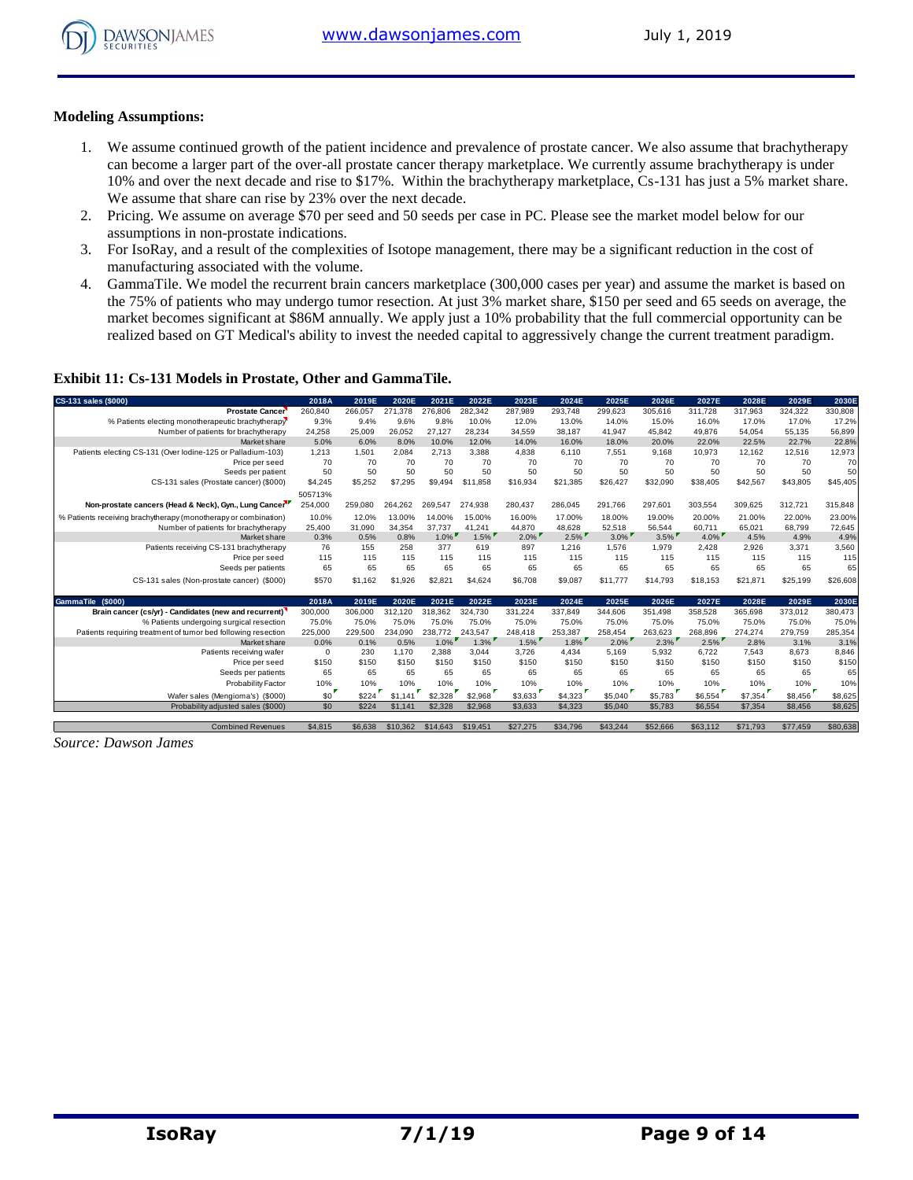**Modeling Assumptions:**

1. We assume continued growth of the patient incidence and prevalence of prostate cancer. We also assume that brachytherapy can become a larger part of the over-all prostate cancer therapy marketplace. We currently assume brachytherapy is under 10% and over the next decade and rise to $17%. Within the brachytherapy marketplace, Cs-131 has just a 5% market share. We assume that share can rise by 23% over the next decade.
2. Pricing. We assume on average $70 per seed and 50 seeds per case in PC. Please see the market model below for our assumptions in non-prostate indications.
3. For IsoRay, and a result of the complexities of Isotope management, there may be a significant reduction in the cost of manufacturing associated with the volume.
4. GammaTile. We model the recurrent brain cancers marketplace (300,000 cases per year) and assume the market is based on the 75% of patients who may undergo tumor resection. At just 3% market share, $150 per seed and 65 seeds on average, the market becomes significant at $86M annually. We apply just a 10% probability that the full commercial opportunity can be realized based on GT Medical's ability to invest the needed capital to aggressively change the current treatment paradigm.

**Exhibit 11: Cs-131 Models in Prostate, Other and GammaTile.**

| CS-131 sales ($000) | 2018A | 2019E | 2020E | 2021E | 2022E | 2023E | 2024E | 2025E | 2026E | 2027E | 2028E | 2029E | 2030E |
|---|---|---|---|---|---|---|---|---|---|---|---|---|---|
| **Prostate Cancer** | 260,840 | 266,057 | 271,378 | 276,806 | 282,342 | 287,989 | 293,748 | 299,623 | 305,616 | 311,728 | 317,963 | 324,322 | 330,808 |
| % Patients electing monotherapeutic brachytherapy | 9.3% | 9.4% | 9.6% | 9.8% | 10.0% | 12.0% | 13.0% | 14.0% | 15.0% | 16.0% | 17.0% | 17.0% | 17.2% |
| Number of patients for brachytherapy | 24,258 | 25,009 | 26,052 | 27,127 | 28,234 | 34,559 | 38,187 | 41,947 | 45,842 | 49,876 | 54,054 | 55,135 | 56,899 |
| Market share | 5.0% | 6.0% | 8.0% | 10.0% | 12.0% | 14.0% | 16.0% | 18.0% | 20.0% | 22.0% | 22.5% | 22.7% | 22.8% |
| Patients electing CS-131 (Over Iodine-125 or Palladium-103) | 1,213 | 1,501 | 2,084 | 2,713 | 3,388 | 4,838 | 6,110 | 7,551 | 9,168 | 10,973 | 12,162 | 12,516 | 12,973 |
| Price per seed | 70 | 70 | 70 | 70 | 70 | 70 | 70 | 70 | 70 | 70 | 70 | 70 | 70 |
| Seeds per patient | 50 | 50 | 50 | 50 | 50 | 50 | 50 | 50 | 50 | 50 | 50 | 50 | 50 |
| CS-131 sales (Prostate cancer) ($000) | $4,245 | $5,252 | $7,295 | $9,494 | $11,858 | $16,934 | $21,385 | $26,427 | $32,090 | $38,405 | $42,567 | $43,805 | $45,405 |
| | 505713% | | | | | | | | | | | | |
| **Non-prostate cancers (Head & Neck), Gyn., Lung Cancer** | 254,000 | 259,080 | 264,262 | 269,547 | 274,938 | 280,437 | 286,045 | 291,766 | 297,601 | 303,554 | 309,625 | 312,721 | 315,848 |
| % Patients receiving brachytherapy (monotherapy or combination) | 10.0% | 12.0% | 13.00% | 14.00% | 15.00% | 16.00% | 17.00% | 18.00% | 19.00% | 20.00% | 21.00% | 22.00% | 23.00% |
| Number of patients for brachytherapy | 25,400 | 31,090 | 34,354 | 37,737 | 41,241 | 44,870 | 48,628 | 52,518 | 56,544 | 60,711 | 65,021 | 68,799 | 72,645 |
| Market share | 0.3% | 0.5% | 0.8% | 1.0% | 1.5% | 2.0% | 2.5% | 3.0% | 3.5% | 4.0% | 4.5% | 4.9% | 4.9% |
| Patients receiving CS-131 brachytherapy | 76 | 155 | 258 | 377 | 619 | 897 | 1,216 | 1,576 | 1,979 | 2,428 | 2,926 | 3,371 | 3,560 |
| Price per seed | 115 | 115 | 115 | 115 | 115 | 115 | 115 | 115 | 115 | 115 | 115 | 115 | 115 |
| Seeds per patients | 65 | 65 | 65 | 65 | 65 | 65 | 65 | 65 | 65 | 65 | 65 | 65 | 65 |
| CS-131 sales (Non-prostate cancer) ($000) | $570 | $1,162 | $1,926 | $2,821 | $4,624 | $6,708 | $9,087 | $11,777 | $14,793 | $18,153 | $21,871 | $25,199 | $26,608 |
| **GammaTile ($000)** | **2018A** | **2019E** | **2020E** | **2021E** | **2022E** | **2023E** | **2024E** | **2025E** | **2026E** | **2027E** | **2028E** | **2029E** | **2030E** |
| **Brain cancer (cs/yr) - Candidates (new and recurrent)** | 300,000 | 306,000 | 312,120 | 318,362 | 324,730 | 331,224 | 337,849 | 344,606 | 351,498 | 358,528 | 365,698 | 373,012 | 380,473 |
| % Patients undergoing surgical resection | 75.0% | 75.0% | 75.0% | 75.0% | 75.0% | 75.0% | 75.0% | 75.0% | 75.0% | 75.0% | 75.0% | 75.0% | 75.0% |
| Patients requiring treatment of tumor bed following resection | 225,000 | 229,500 | 234,090 | 238,772 | 243,547 | 248,418 | 253,387 | 258,454 | 263,623 | 268,896 | 274,274 | 279,759 | 285,354 |
| Market share | 0.0% | 0.1% | 0.5% | 1.0% | 1.3% | 1.5% | 1.8% | 2.0% | 2.3% | 2.5% | 2.8% | 3.1% | 3.1% |
| Patients receiving wafer | 0 | 230 | 1,170 | 2,388 | 3,044 | 3,726 | 4,434 | 5,169 | 5,932 | 6,722 | 7,543 | 8,673 | 8,846 |
| Price per seed | $150 | $150 | $150 | $150 | $150 | $150 | $150 | $150 | $150 | $150 | $150 | $150 | $150 |
| Seeds per patients | 65 | 65 | 65 | 65 | 65 | 65 | 65 | 65 | 65 | 65 | 65 | 65 | 65 |
| Probability Factor | 10% | 10% | 10% | 10% | 10% | 10% | 10% | 10% | 10% | 10% | 10% | 10% | 10% |
| Wafer sales (Mengioma's) ($000) | $0 | $224 | $1,141 | $2,328 | $2,968 | $3,633 | $4,323 | $5,040 | $5,783 | $6,554 | $7,354 | $8,456 | $8,625 |
| Probability adjusted sales ($000) | $0 | $224 | $1,141 | $2,328 | $2,968 | $3,633 | $4,323 | $5,040 | $5,783 | $6,554 | $7,354 | $8,456 | $8,625 |
| Combined Revenues | $4,815 | $6,638 | $10,362 | $14,643 | $19,451 | $27,275 | $34,796 | $43,244 | $52,666 | $63,112 | $71,793 | $77,459 | $80,638 |

*Source: Dawson James*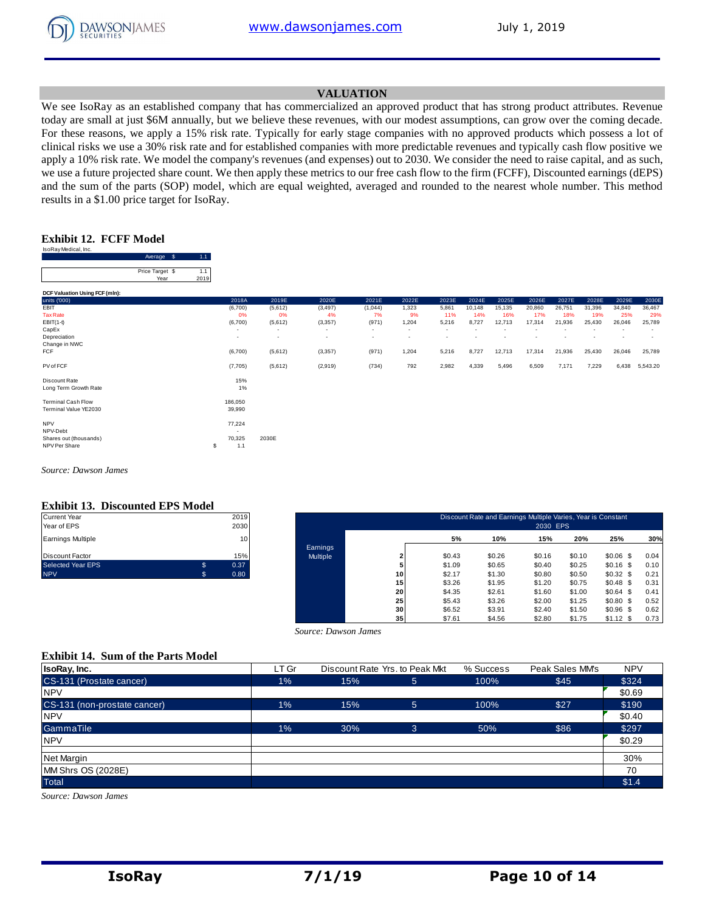## VALUATION

We see IsoRay as an established company that has commercialized an approved product that has strong product attributes. Revenue today are small at just $6M annually, but we believe these revenues, with our modest assumptions, can grow over the coming decade. For these reasons, we apply a 15% risk rate. Typically for early stage companies with no approved products which possess a lot of clinical risks we use a 30% risk rate and for established companies with more predictable revenues and typically cash flow positive we apply a 10% risk rate. We model the company's revenues (and expenses) out to 2030. We consider the need to raise capital, and as such, we use a future projected share count. We then apply these metrics to our free cash flow to the firm (FCFF), Discounted earnings (dEPS) and the sum of the parts (SOP) model, which are equal weighted, averaged and rounded to the nearest whole number. This method results in a $1.00 price target for IsoRay.

### Exhibit 12. FCFF Model

IsoRay Medical, Inc.

| | | |
|---|---|---|
| Average | $ | 1.1 |
| Price Target | $ | 1.1 |
| Year | | 2019 |

DCF Valuation Using FCF (mln):

| units ('000) | 2018A | 2019E | 2020E | 2021E | 2022E | 2023E | 2024E | 2025E | 2026E | 2027E | 2028E | 2029E | 2030E |
|---|---|---|---|---|---|---|---|---|---|---|---|---|---|
| EBIT | (6,700) | (5,612) | (3,497) | (1,044) | 1,323 | 5,861 | 10,148 | 15,135 | 20,860 | 26,751 | 31,396 | 34,840 | 36,467 |
| Tax Rate | 0% | 0% | 4% | 7% | 9% | 11% | 14% | 16% | 17% | 18% | 19% | 25% | 29% |
| EBIT(1-t) | (6,700) | (5,612) | (3,357) | (971) | 1,204 | 5,216 | 8,727 | 12,713 | 17,314 | 21,936 | 25,430 | 26,046 | 25,789 |
| CapEx | - | - | - | - | - | - | - | - | - | - | - | - | - |
| Depreciation | - | - | - | - | - | - | - | - | - | - | - | - | - |
| Change in NWC | | | | | | | | | | | | | |
| FCF | (6,700) | (5,612) | (3,357) | (971) | 1,204 | 5,216 | 8,727 | 12,713 | 17,314 | 21,936 | 25,430 | 26,046 | 25,789 |
| PV of FCF | (7,705) | (5,612) | (2,919) | (734) | 792 | 2,982 | 4,339 | 5,496 | 6,509 | 7,171 | 7,229 | 6,438 | 5,543.20 |

| | | |
|---|---|---|
| Discount Rate | 15% | |
| Long Term Growth Rate | 1% | |
| Terminal Cash Flow | 186,050 | |
| Terminal Value YE2030 | 39,990 | |
| NPV | 77,224 | |
| NPV-Debt | - | |
| Shares out (thousands) | 70,325 | 2030E |
| NPV Per Share | $ 1.1 | |

*Source: Dawson James*

### Exhibit 13. Discounted EPS Model

| | | |
|---|---|---|
| Current Year | | 2019 |
| Year of EPS | | 2030 |
| Earnings Multiple | | 10 |
| Discount Factor | | 15% |
| Selected Year EPS | $ | 0.37 |
| NPV | $ | 0.80 |

Discount Rate and Earnings Multiple Varies, Year is Constant — 2030 EPS

| Earnings Multiple | 5% | 10% | 15% | 20% | 25% | 30% |
|---|---|---|---|---|---|---|
| 2 | $0.43 | $0.26 | $0.16 | $0.10 | $0.06 | $ 0.04 |
| 5 | $1.09 | $0.65 | $0.40 | $0.25 | $0.16 | $ 0.10 |
| 10 | $2.17 | $1.30 | $0.80 | $0.50 | $0.32 | $ 0.21 |
| 15 | $3.26 | $1.95 | $1.20 | $0.75 | $0.48 | $ 0.31 |
| 20 | $4.35 | $2.61 | $1.60 | $1.00 | $0.64 | $ 0.41 |
| 25 | $5.43 | $3.26 | $2.00 | $1.25 | $0.80 | $ 0.52 |
| 30 | $6.52 | $3.91 | $2.40 | $1.50 | $0.96 | $ 0.62 |
| 35 | $7.61 | $4.56 | $2.80 | $1.75 | $1.12 | $ 0.73 |

*Source: Dawson James*

### Exhibit 14. Sum of the Parts Model

| IsoRay, Inc. | LT Gr | Discount Rate | Yrs. to Peak Mkt | % Success | Peak Sales MM's | NPV |
|---|---|---|---|---|---|---|
| CS-131 (Prostate cancer) | 1% | 15% | 5 | 100% | $45 | $324 |
| NPV | | | | | | $0.69 |
| CS-131 (non-prostate cancer) | 1% | 15% | 5 | 100% | $27 | $190 |
| NPV | | | | | | $0.40 |
| GammaTile | 1% | 30% | 3 | 50% | $86 | $297 |
| NPV | | | | | | $0.29 |
| Net Margin | | | | | | 30% |
| MM Shrs OS (2028E) | | | | | | 70 |
| Total | | | | | | $1.4 |

*Source: Dawson James*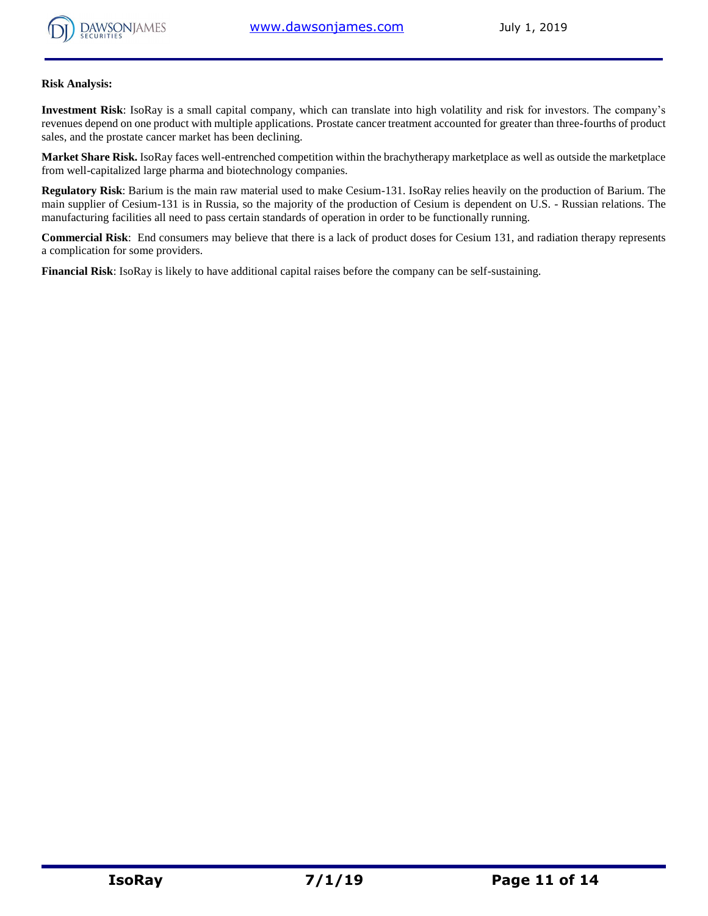**Risk Analysis:**

**Investment Risk**: IsoRay is a small capital company, which can translate into high volatility and risk for investors. The company's revenues depend on one product with multiple applications. Prostate cancer treatment accounted for greater than three-fourths of product sales, and the prostate cancer market has been declining.

**Market Share Risk.** IsoRay faces well-entrenched competition within the brachytherapy marketplace as well as outside the marketplace from well-capitalized large pharma and biotechnology companies.

**Regulatory Risk**: Barium is the main raw material used to make Cesium-131. IsoRay relies heavily on the production of Barium. The main supplier of Cesium-131 is in Russia, so the majority of the production of Cesium is dependent on U.S. - Russian relations. The manufacturing facilities all need to pass certain standards of operation in order to be functionally running.

**Commercial Risk**: End consumers may believe that there is a lack of product doses for Cesium 131, and radiation therapy represents a complication for some providers.

**Financial Risk**: IsoRay is likely to have additional capital raises before the company can be self-sustaining.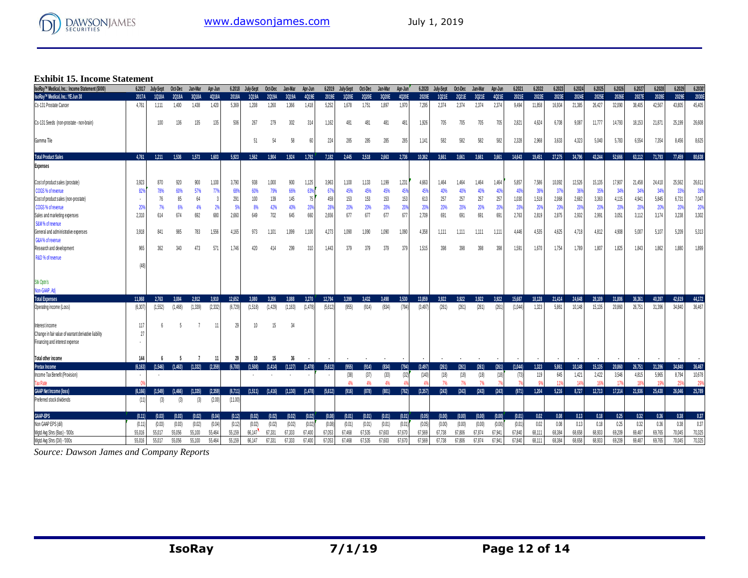### Exhibit 15. Income Statement

| IsoRay™ Medical, Inc.: Income Statement ($000) | 6.2017 | July-Sept | Oct-Dec | Jan-Mar | Apr-Jun | 6.2018 | July-Sept | Oct-Dec | Jan-Mar | Apr-Jun | 6.2019 | July-Sept | Oct-Dec | Jan-Mar | Apr-Jun | 6.2020 | July-Sept | Oct-Dec | Jan-Mar | Apr-Jun | 6.2021 | 6.2022 | 6.2023 | 6.2024 | 6.2025 | 6.2026 | 6.2027 | 6.2028 | 6.2029 | 6.2030 |
|---|---|---|---|---|---|---|---|---|---|---|---|---|---|---|---|---|---|---|---|---|---|---|---|---|---|---|---|---|---|---|
| IsoRay™ Medical, Inc.: YE Jun 30 | 2017A | 1Q18A | 2Q18A | 3Q18A | 4Q18A | 2018A | 1Q19A | 2Q19A | 3Q19A | 4Q19E | 2019E | 1Q20E | 2Q20E | 3Q20E | 4Q20E | 2020E | 1Q21E | 2Q21E | 3Q21E | 4Q21E | 2021E | 2022E | 2023E | 2024E | 2025E | 2026E | 2027E | 2028E | 2029E | 2030E |
| Cs-131 Prostate Cancer | 4,761 | 1,111 | 1,400 | 1,438 | 1,420 | 5,369 | 1,208 | 1,260 | 1,366 | 1,418 | 5,252 | 1,678 | 1,751 | 1,897 | 1,970 | 7,295 | 2,374 | 2,374 | 2,374 | 2,374 | 9,494 | 11,858 | 16,934 | 21,385 | 26,427 | 32,090 | 38,405 | 42,567 | 43,805 | 45,405 |
| Cs-131 Seeds (non-prostate - non-brain) | | 100 | 136 | 135 | 135 | 506 | 267 | 279 | 302 | 314 | 1,162 | 481 | 481 | 481 | 481 | 1,926 | 705 | 705 | 705 | 705 | 2,821 | 4,624 | 6,708 | 9,087 | 11,777 | 14,793 | 18,153 | 21,871 | 25,199 | 26,608 |
| Gamma Tile | | | | | | | 51 | 54 | 58 | 60 | 224 | 285 | 285 | 285 | 285 | 1,141 | 582 | 582 | 582 | 582 | 2,328 | 2,968 | 3,633 | 4,323 | 5,040 | 5,783 | 6,554 | 7,354 | 8,456 | 8,625 |
| **Total Product Sales** | 4,761 | 1,211 | 1,536 | 1,573 | 1,603 | 5,923 | 1,562 | 1,904 | 1,924 | 1,792 | 7,182 | 2,445 | 2,518 | 2,663 | 2,736 | 10,362 | 3,661 | 3,661 | 3,661 | 3,661 | 14,643 | 19,451 | 27,275 | 34,796 | 43,244 | 52,666 | 63,112 | 71,793 | 77,459 | 80,638 |
| **Expenses** | | | | | | | | | | | | | | | | | | | | | | | | | | | | | | |
| Cost of product sales (prostate) | 3,923 | 870 | 920 | 900 | 1,100 | 3,790 | 938 | 1,000 | 900 | 1,125 | 3,963 | 1,100 | 1,133 | 1,199 | 1,231 | 4,663 | 1,464 | 1,464 | 1,464 | 1,464 | 5,857 | 7,586 | 10,092 | 12,526 | 15,135 | 17,907 | 21,458 | 24,410 | 25,562 | 26,611 |
| COGS % of revenue | 82% | 78% | 60% | 57% | 77% | 68% | 60% | 79% | 66% | 63% | 67% | 45% | 45% | 45% | 45% | 45% | 40% | 40% | 40% | 40% | 40% | 39% | 37% | 36% | 35% | 34% | 34% | 34% | 33% | 33% |
| Cost of product sales (non-prostate) | - | 76 | 85 | 64 | 3 | 291 | 100 | 139 | 145 | 75 | 459 | 153 | 153 | 153 | 153 | 613 | 257 | 257 | 257 | 257 | 1,030 | 1,518 | 2,068 | 2,682 | 3,363 | 4,115 | 4,941 | 5,845 | 6,731 | 7,047 |
| COGS % of revenue | 20% | 7% | 6% | 4% | 2% | 5% | 8% | 42% | 40% | 20% | 28% | 20% | 20% | 20% | 20% | 20% | 20% | 20% | 20% | 20% | 20% | 20% | 20% | 20% | 20% | 20% | 20% | 20% | 20% | 20% |
| Sales and marketing expenses | 2,310 | 614 | 674 | 692 | 680 | 2,660 | 649 | 702 | 645 | 660 | 2,656 | 677 | 677 | 677 | 677 | 2,709 | 691 | 691 | 691 | 691 | 2,763 | 2,819 | 2,875 | 2,932 | 2,991 | 3,051 | 3,112 | 3,174 | 3,238 | 3,302 |
| S&M % of revenue | | | | | | | | | | | | | | | | | | | | | | | | | | | | | | |
| General and administrative expenses | 3,918 | 841 | 985 | 783 | 1,556 | 4,165 | 973 | 1,101 | 1,099 | 1,100 | 4,273 | 1,090 | 1,090 | 1,090 | 1,090 | 4,358 | 1,111 | 1,111 | 1,111 | 1,111 | 4,446 | 4,535 | 4,625 | 4,718 | 4,812 | 4,908 | 5,007 | 5,107 | 5,209 | 5,313 |
| G&A % of revenue | | | | | | | | | | | | | | | | | | | | | | | | | | | | | | |
| Research and development | 965 | 362 | 340 | 473 | 571 | 1,746 | 420 | 414 | 299 | 310 | 1,443 | 379 | 379 | 379 | 379 | 1,515 | 398 | 398 | 398 | 398 | 1,591 | 1,670 | 1,754 | 1,789 | 1,807 | 1,825 | 1,843 | 1,862 | 1,880 | 1,899 |
| R&D % of revenue | | | | | | | | | | | | | | | | | | | | | | | | | | | | | | |
| | (48) | | | | | | | | | | | | | | | | | | | | | | | | | | | | | |
| Stk Opt'n's | | | | | | | | | | | | | | | | | | | | | | | | | | | | | | |
| Non-GAAP, Adj | | | | | | | | | | | | | | | | | | | | | | | | | | | | | | |
| **Total Expenses** | 11,068 | 2,763 | 3,004 | 2,912 | 3,910 | 12,652 | 3,080 | 3,356 | 3,088 | 3,270 | 12,794 | 3,399 | 3,432 | 3,498 | 3,530 | 13,859 | 3,922 | 3,922 | 3,922 | 3,922 | 15,687 | 18,128 | 21,414 | 24,648 | 28,109 | 31,806 | 36,361 | 40,397 | 42,619 | 44,172 |
| Operating income (Loss) | (6,307) | (1,552) | (1,468) | (1,339) | (2,332) | (6,729) | (1,518) | (1,429) | (1,163) | (1,478) | (5,612) | (955) | (914) | (834) | (794) | (3,497) | (261) | (261) | (261) | (261) | (1,044) | 1,323 | 5,861 | 10,148 | 15,135 | 20,860 | 26,751 | 31,396 | 34,840 | 36,467 |
| Interest income | 117 | 6 | 5 | 7 | 11 | 29 | 10 | 15 | 34 | | | | | | | | | | | | | | | | | | | | | |
| Change in fair value of warrant derivative liability | 27 | | | | | | | | | | | | | | | | | | | | | | | | | | | | | |
| Financing and interest expense | - | | | | | | | | | | | | | | | | | | | | | | | | | | | | | |
| **Total other income** | 144 | 6 | 5 | 7 | 11 | 29 | 10 | 15 | 36 | - | - | - | - | - | - | - | - | - | - | - | - | - | - | - | - | - | - | - | - | - |
| **Pretax Income** | (6,163) | (1,546) | (1,463) | (1,332) | (2,359) | (6,700) | (1,508) | (1,414) | (1,127) | (1,478) | (5,612) | (955) | (914) | (834) | (794) | (3,497) | (261) | (261) | (261) | (261) | (1,044) | 1,323 | 5,861 | 10,148 | 15,135 | 20,860 | 26,751 | 31,396 | 34,840 | 36,467 |
| Income Tax Benefit (Provision) | - | - | | | | | - | - | - | - | - | (38) | (37) | (33) | (32) | (140) | (18) | (18) | (18) | (18) | (73) | 119 | 645 | 1,421 | 2,422 | 3,546 | 4,815 | 5,965 | 8,794 | 10,678 |
| Tax Rate | 0% | | | | | | | | | | | 4% | 4% | 4% | 4% | 4% | 7% | 7% | 7% | 7% | 7% | 9% | 11% | 14% | 16% | 17% | 18% | 19% | 25% | 29% |
| **GAAP Net Income (loss)** | (6,166) | (1,549) | (1,466) | (1,335) | (2,359) | (6,711) | (1,511) | (1,416) | (1,130) | (1,478) | (5,612) | (916) | (878) | (801) | (762) | (3,357) | (243) | (243) | (243) | (243) | (971) | 1,204 | 5,216 | 8,727 | 12,713 | 17,314 | 21,936 | 25,430 | 26,046 | 25,789 |
| Preferred stock dividends | (11) | (3) | (3) | (3) | (2.00) | (11.00) | | | | | | | | | | | | | | | | | | | | | | | | |
| **GAAP-EPS** | (0.11) | (0.03) | (0.03) | (0.02) | (0.04) | (0.12) | (0.02) | (0.02) | (0.02) | (0.02) | (0.08) | (0.01) | (0.01) | (0.01) | (0.01) | (0.05) | (0.00) | (0.00) | (0.00) | (0.00) | (0.01) | 0.02 | 0.08 | 0.13 | 0.18 | 0.25 | 0.32 | 0.36 | 0.38 | 0.37 |
| Non GAAP EPS (dil) | (0.11) | (0.03) | (0.03) | (0.02) | (0.04) | (0.12) | (0.02) | (0.02) | (0.02) | (0.02) | (0.08) | (0.01) | (0.01) | (0.01) | (0.01) | (0.05) | (0.00) | (0.00) | (0.00) | (0.00) | (0.01) | 0.02 | 0.08 | 0.13 | 0.18 | 0.25 | 0.32 | 0.36 | 0.38 | 0.37 |
| Wgtd Avg Shrs (Bas) - '000s | 55,016 | 55,017 | 55,056 | 55,100 | 55,464 | 55,159 | 66,147 | 67,331 | 67,333 | 67,400 | 67,053 | 67,468 | 67,535 | 67,603 | 67,670 | 67,569 | 67,738 | 67,806 | 67,874 | 67,941 | 67,840 | 68,111 | 68,384 | 68,658 | 68,933 | 69,209 | 69,487 | 69,765 | 70,045 | 70,325 |
| Wgtd Avg Shrs (Dil) - '000s | 55,016 | 55,017 | 55,056 | 55,100 | 55,464 | 55,159 | 66,147 | 67,331 | 67,333 | 67,400 | 67,053 | 67,468 | 67,535 | 67,603 | 67,670 | 67,569 | 67,738 | 67,806 | 67,874 | 67,941 | 67,840 | 68,111 | 68,384 | 68,658 | 68,933 | 69,209 | 69,487 | 69,765 | 70,045 | 70,325 |

*Source: Dawson James and Company Reports*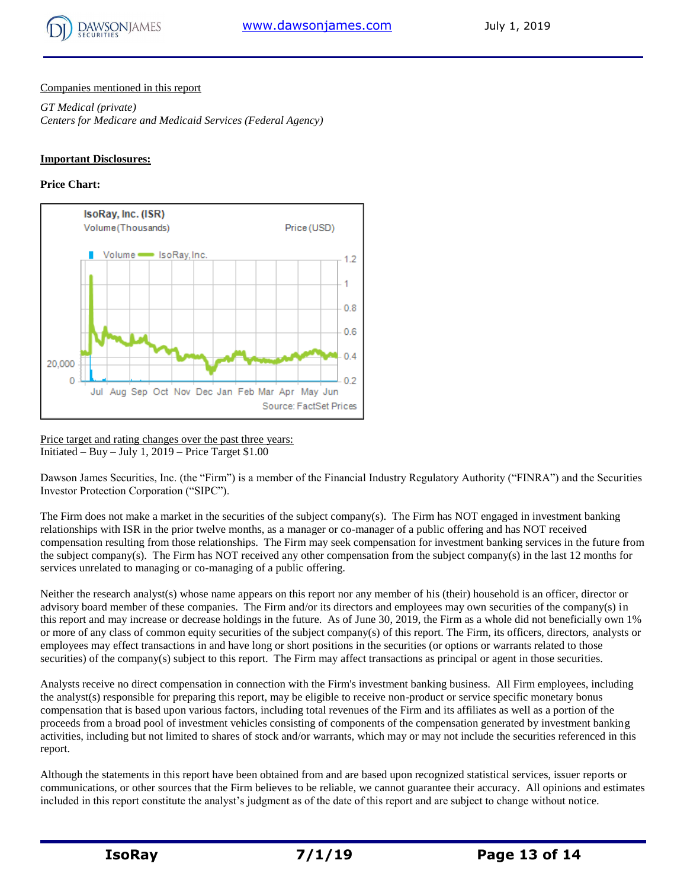Companies mentioned in this report

*GT Medical (private)*
*Centers for Medicare and Medicaid Services (Federal Agency)*

**Important Disclosures:**

**Price Chart:**

Price target and rating changes over the past three years:
Initiated – Buy – July 1, 2019 – Price Target $1.00

Dawson James Securities, Inc. (the "Firm") is a member of the Financial Industry Regulatory Authority ("FINRA") and the Securities Investor Protection Corporation ("SIPC").

The Firm does not make a market in the securities of the subject company(s). The Firm has NOT engaged in investment banking relationships with ISR in the prior twelve months, as a manager or co-manager of a public offering and has NOT received compensation resulting from those relationships. The Firm may seek compensation for investment banking services in the future from the subject company(s). The Firm has NOT received any other compensation from the subject company(s) in the last 12 months for services unrelated to managing or co-managing of a public offering.

Neither the research analyst(s) whose name appears on this report nor any member of his (their) household is an officer, director or advisory board member of these companies. The Firm and/or its directors and employees may own securities of the company(s) in this report and may increase or decrease holdings in the future. As of June 30, 2019, the Firm as a whole did not beneficially own 1% or more of any class of common equity securities of the subject company(s) of this report. The Firm, its officers, directors, analysts or employees may effect transactions in and have long or short positions in the securities (or options or warrants related to those securities) of the company(s) subject to this report. The Firm may affect transactions as principal or agent in those securities.

Analysts receive no direct compensation in connection with the Firm's investment banking business. All Firm employees, including the analyst(s) responsible for preparing this report, may be eligible to receive non-product or service specific monetary bonus compensation that is based upon various factors, including total revenues of the Firm and its affiliates as well as a portion of the proceeds from a broad pool of investment vehicles consisting of components of the compensation generated by investment banking activities, including but not limited to shares of stock and/or warrants, which may or may not include the securities referenced in this report.

Although the statements in this report have been obtained from and are based upon recognized statistical services, issuer reports or communications, or other sources that the Firm believes to be reliable, we cannot guarantee their accuracy. All opinions and estimates included in this report constitute the analyst's judgment as of the date of this report and are subject to change without notice.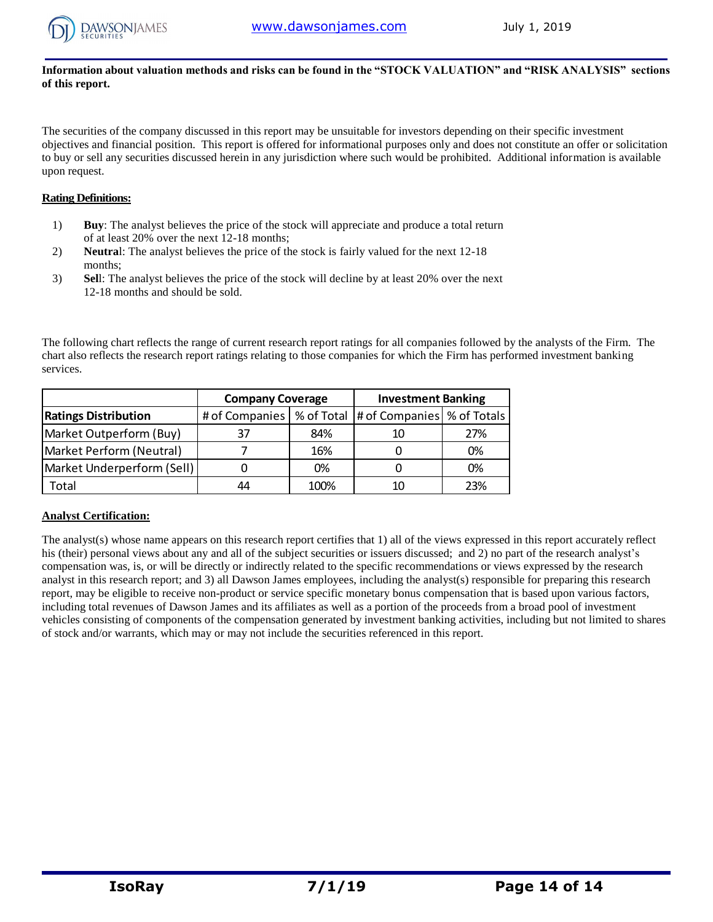**Information about valuation methods and risks can be found in the "STOCK VALUATION" and "RISK ANALYSIS" sections of this report.**

The securities of the company discussed in this report may be unsuitable for investors depending on their specific investment objectives and financial position. This report is offered for informational purposes only and does not constitute an offer or solicitation to buy or sell any securities discussed herein in any jurisdiction where such would be prohibited. Additional information is available upon request.

**Rating Definitions:**

1) **Buy**: The analyst believes the price of the stock will appreciate and produce a total return of at least 20% over the next 12-18 months;
2) **Neutral**: The analyst believes the price of the stock is fairly valued for the next 12-18 months;
3) **Sell**: The analyst believes the price of the stock will decline by at least 20% over the next 12-18 months and should be sold.

The following chart reflects the range of current research report ratings for all companies followed by the analysts of the Firm. The chart also reflects the research report ratings relating to those companies for which the Firm has performed investment banking services.

| | **Company Coverage** | | **Investment Banking** | |
|---|---|---|---|---|
| **Ratings Distribution** | # of Companies | % of Total | # of Companies | % of Totals |
| Market Outperform (Buy) | 37 | 84% | 10 | 27% |
| Market Perform (Neutral) | 7 | 16% | 0 | 0% |
| Market Underperform (Sell) | 0 | 0% | 0 | 0% |
| Total | 44 | 100% | 10 | 23% |

**Analyst Certification:**

The analyst(s) whose name appears on this research report certifies that 1) all of the views expressed in this report accurately reflect his (their) personal views about any and all of the subject securities or issuers discussed; and 2) no part of the research analyst's compensation was, is, or will be directly or indirectly related to the specific recommendations or views expressed by the research analyst in this research report; and 3) all Dawson James employees, including the analyst(s) responsible for preparing this research report, may be eligible to receive non-product or service specific monetary bonus compensation that is based upon various factors, including total revenues of Dawson James and its affiliates as well as a portion of the proceeds from a broad pool of investment vehicles consisting of components of the compensation generated by investment banking activities, including but not limited to shares of stock and/or warrants, which may or may not include the securities referenced in this report.